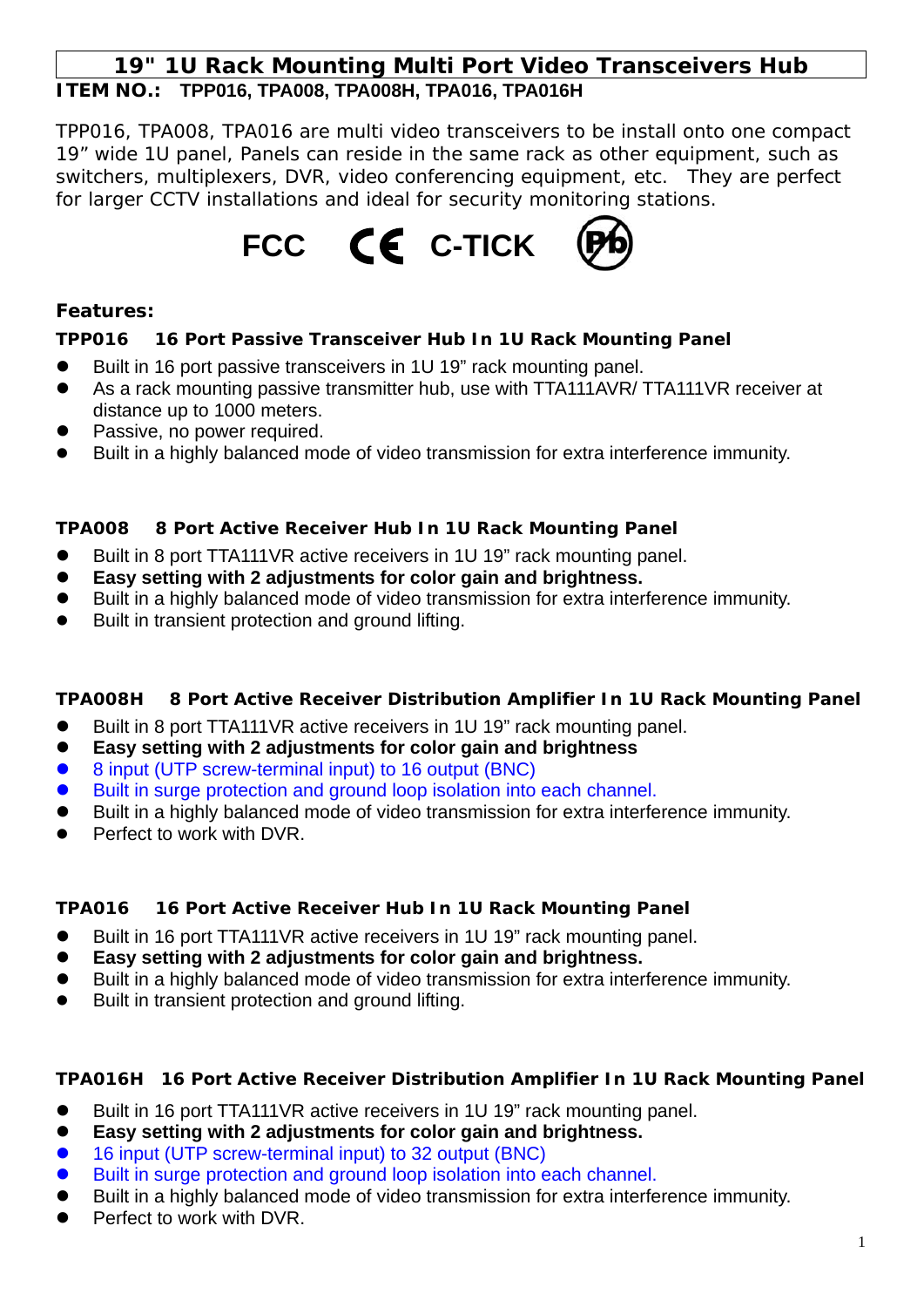# 19" 1U Rack Mounting Multi Port Video Transceivers Hub

**ITEM NO.: TPP016, TPA008, TPA008H, TPA016, TPA016H**

TPP016, TPA008, TPA016 are multi video transceivers to be install onto one compact 19" wide 1U panel, Panels can reside in the same rack as other equipment, such as switchers, multiplexers, DVR, video conferencing equipment, etc. They are perfect for larger CCTV installations and ideal for security monitoring stations.

FCC CE C-TICK Pb

## Features:

### TPP016 16 Port Passive Transceiver Hub In 1U Rack Mounting Panel

- Built in 16 port passive transceivers in 1U 19" rack mounting panel.
- As a rack mounting passive transmitter hub, use with TTA111AVR/ TTA111VR receiver at distance up to 1000 meters.
- Passive, no power required.
- Built in a highly balanced mode of video transmission for extra interference immunity.

### TPA008 8 Port Active Receiver Hub In 1U Rack Mounting Panel

- Built in 8 port TTA111VR active receivers in 1U 19" rack mounting panel.
- **Easy setting with 2 adjustments for color gain and brightness.**
- Built in a highly balanced mode of video transmission for extra interference immunity.
- Built in transient protection and ground lifting.

### TPA008H 8 Port Active Receiver Distribution Amplifier In 1U Rack Mounting Panel

- Built in 8 port TTA111VR active receivers in 1U 19" rack mounting panel.
- **Easy setting with 2 adjustments for color gain and brightness**
- 8 input (UTP screw-terminal input) to 16 output (BNC)
- Built in surge protection and ground loop isolation into each channel.
- Built in a highly balanced mode of video transmission for extra interference immunity.
- Perfect to work with DVR.

### TPA016 16 Port Active Receiver Hub In 1U Rack Mounting Panel

- Built in 16 port TTA111VR active receivers in 1U 19" rack mounting panel.
- **Easy setting with 2 adjustments for color gain and brightness.**
- Built in a highly balanced mode of video transmission for extra interference immunity.
- Built in transient protection and ground lifting.

### TPA016H 16 Port Active Receiver Distribution Amplifier In 1U Rack Mounting Panel

- Built in 16 port TTA111VR active receivers in 1U 19" rack mounting panel.
- **Easy setting with 2 adjustments for color gain and brightness.**
- 16 input (UTP screw-terminal input) to 32 output (BNC)
- Built in surge protection and ground loop isolation into each channel.
- Built in a highly balanced mode of video transmission for extra interference immunity.
- Perfect to work with DVR.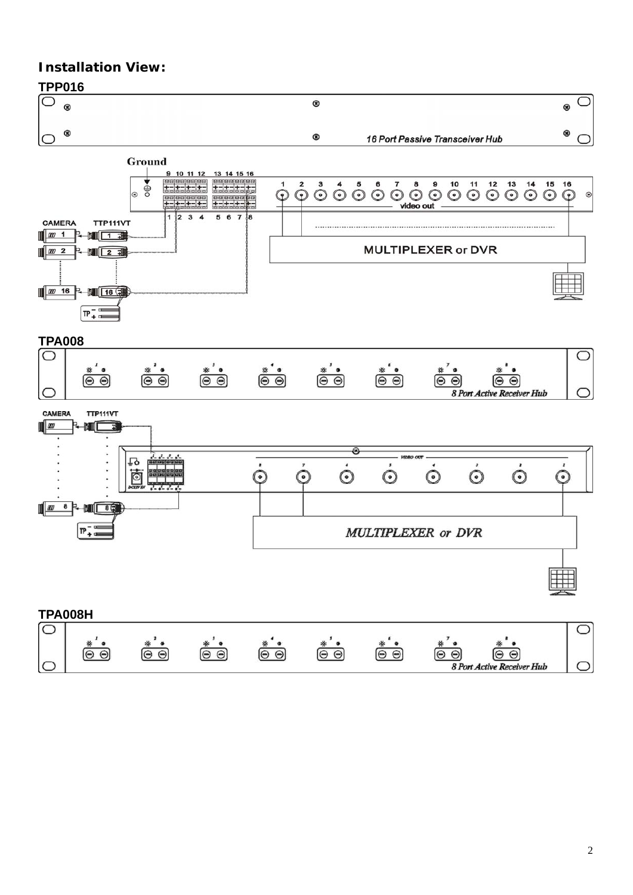## Installation View:

### TPP016

16 Port Passive Transceiver Hub

Ground

video out

CAMERA TTP111VT

MULTIPLEXER or DVR

### TPA008

8 Port Active Receiver Hub

CAMERA TTP111VT

VIDEO OUT

DC12V IN

MULTIPLEXER or DVR

### TPA008H

8 Port Active Receiver Hub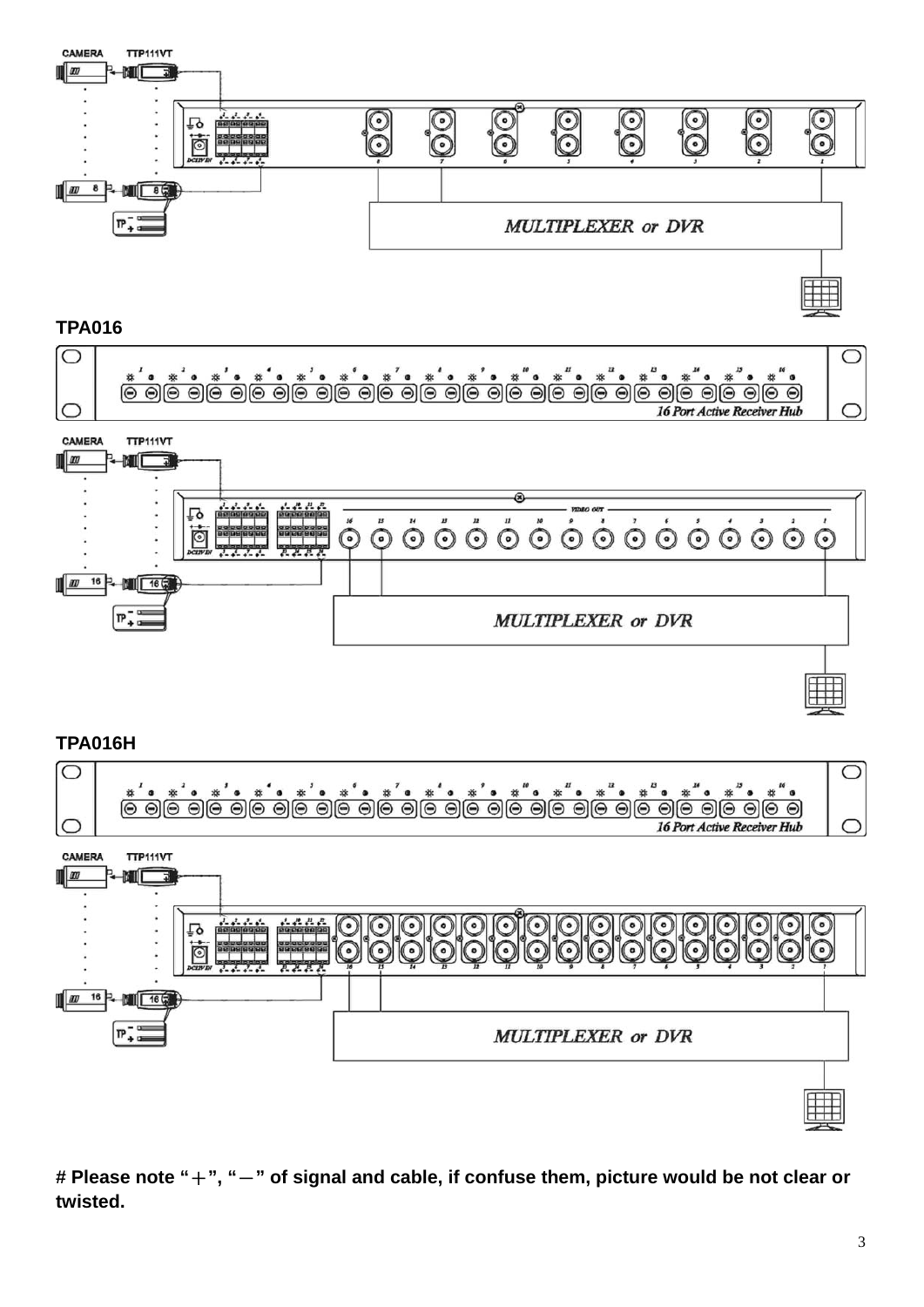CAMERA TTP111VT

MULTIPLEXER or DVR

**TPA016**

16 Port Active Receiver Hub

CAMERA TTP111VT

MULTIPLEXER or DVR

**TPA016H**

16 Port Active Receiver Hub

CAMERA TTP111VT

MULTIPLEXER or DVR

**# Please note "＋", "－" of signal and cable, if confuse them, picture would be not clear or twisted.**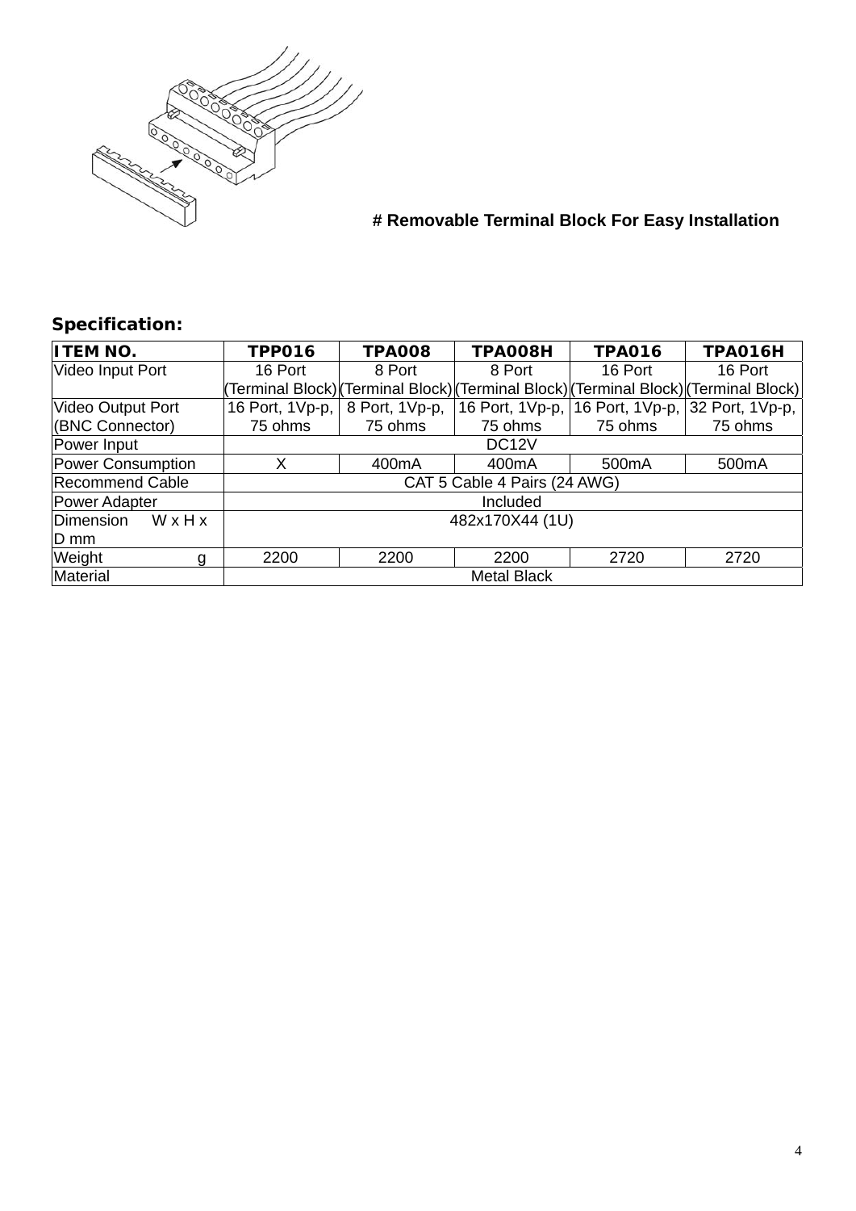# Removable Terminal Block For Easy Installation

**Specification:**

| ITEM NO. | TPP016 | TPA008 | TPA008H | TPA016 | TPA016H |
|---|---|---|---|---|---|
| Video Input Port | 16 Port (Terminal Block) | 8 Port (Terminal Block) | 8 Port (Terminal Block) | 16 Port (Terminal Block) | 16 Port (Terminal Block) |
| Video Output Port (BNC Connector) | 16 Port, 1Vp-p, 75 ohms | 8 Port, 1Vp-p, 75 ohms | 16 Port, 1Vp-p, 75 ohms | 16 Port, 1Vp-p, 75 ohms | 32 Port, 1Vp-p, 75 ohms |
| Power Input | DC12V | | | | |
| Power Consumption | X | 400mA | 400mA | 500mA | 500mA |
| Recommend Cable | CAT 5 Cable 4 Pairs (24 AWG) | | | | |
| Power Adapter | Included | | | | |
| Dimension W x H x D mm | 482x170X44 (1U) | | | | |
| Weight g | 2200 | 2200 | 2200 | 2720 | 2720 |
| Material | Metal Black | | | | |